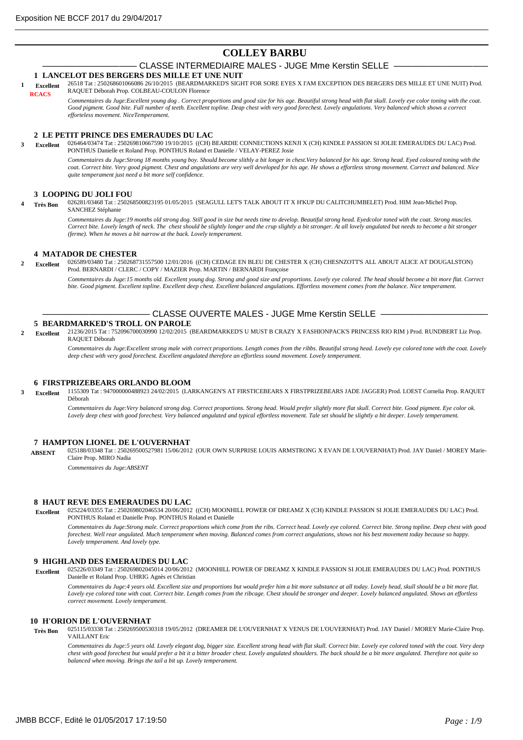# COLLEY BARBU

## CLASSE INTERMEDIAIRE MALES - JUGE Mme Kerstin SELLE

### 1 LANCELOT DES BERGERS DES MILLE ET UNE NUIT

**1** **Excellent** **RCACS**

26518 Tat : 250268601066086 26/10/2015 (BEARDMARKED'S SIGHT FOR SORE EYES X I'AM EXCEPTION DES BERGERS DES MILLE ET UNE NUIT) Prod. RAQUET Déborah Prop. COLBEAU-COULON Florence

*Commentaires du Juge:Excellent young dog . Correct proportions and good size for his age. Beautiful strong head with flat skull. Lovely eye color toning with the coat. Good pigment. Good bite. Full number of teeth. Excellent topline. Deap chest with very good forechest. Lovely angulations. Very balanced which shows a correct effortelss movement. NiceTemperament.*

### 2 LE PETIT PRINCE DES EMERAUDES DU LAC

**3** **Excellent**

026464/03474 Tat : 250269810667590 19/10/2015 ((CH) BEARDIE CONNECTIONS KENJI X (CH) KINDLE PASSION SI JOLIE EMERAUDES DU LAC) Prod. PONTHUS Danielle et Roland Prop. PONTHUS Roland et Danielle / VELAY-PEREZ Josie

*Commentaires du Juge:Strong 18 months young boy. Should become slithly a bit longer in chest.Very balanced for his age. Strong head. Eyed coloured toning with the coat. Correct bite. Very good pigment. Chest and angulations are very well developed for his age. He shows a effortless strong movement. Correct and balanced. Nice quite temperament just need a bit more self confidence.*

### 3 LOOPING DU JOLI FOU

**4** **Très Bon**

026281/03468 Tat : 250268500823195 01/05/2015 (SEAGULL LET'S TALK ABOUT IT X H'KUP DU CALITCHUMBELET) Prod. HIM Jean-Michel Prop. SANCHEZ Stéphanie

*Commentaires du Juge:19 months old strong dog. Still good in size but needs time to develop. Beautiful strong head. Eyedcolor toned with the coat. Strong muscles. Correct bite. Lovely length of neck. The chest should be slightly longer and the crup slightly a bit stronger. At all lovely angulated but needs to become a bit stronger (ferme). When he moves a bit narrow at the back. Lovely temperament.*

### 4 MATADOR DE CHESTER

**2** **Excellent**

026589/03480 Tat : 250268731557500 12/01/2016 ((CH) CEDAGE EN BLEU DE CHESTER X (CH) CHESNZOTT'S ALL ABOUT ALICE AT DOUGALSTON) Prod. BERNARDI / CLERC / COPY / MAZIER Prop. MARTIN / BERNARDI Françoise

*Commentaires du Juge:15 months old. Excellent young dog. Strong and good size and proportions. Lovely eye colored. The head should become a bit more flat. Correct bite. Good pigment. Excellent topline. Excellent deep chest. Excellent balanced angulations. Effortless movement comes from the balance. Nice temperament.*

## CLASSE OUVERTE MALES - JUGE Mme Kerstin SELLE

### 5 BEARDMARKED'S TROLL ON PAROLE

**2** **Excellent**

21236/2015 Tat : 752096700030990 12/02/2015 (BEARDMARKED'S U MUST B CRAZY X FASHIONPACK'S PRINCESS RIO RIM ) Prod. RUNDBERT Liz Prop. RAQUET Déborah

*Commentaires du Juge:Excellent strong male with correct proportions. Length comes from the ribbs. Beautiful strong head. Lovely eye colored tone with the coat. Lovely deep chest with very good forechest. Excellent angulated therefore an effortless sound movement. Lovely temperament.*

### 6 FIRSTPRIZEBEARS ORLANDO BLOOM

**3** **Excellent**

1155309 Tat : 947000000488923 24/02/2015 (LARKANGEN'S AT FIRSTICEBEARS X FIRSTPRIZEBEARS JADE JAGGER) Prod. LOEST Cornelia Prop. RAQUET Déborah

*Commentaires du Juge:Very balanced strong dog. Correct proportions. Strong head. Would prefer slightly more flat skull. Correct bite. Good pigment. Eye color ok. Lovely deep chest with good forechest. Very balanced angulated and typical effortless movement. Tale set should be slightly a bit deeper. Lovely temperament.*

### 7 HAMPTON LIONEL DE L'OUVERNHAT

**ABSENT**

025188/03348 Tat : 250269500527981 15/06/2012 (OUR OWN SURPRISE LOUIS ARMSTRONG X EVAN DE L'OUVERNHAT) Prod. JAY Daniel / MOREY Marie-Claire Prop. MIRO Nadia

*Commentaires du Juge:ABSENT*

### 8 HAUT REVE DES EMERAUDES DU LAC

**Excellent**

025224/03355 Tat : 250269802046534 20/06/2012 ((CH) MOONHILL POWER OF DREAMZ X (CH) KINDLE PASSION SI JOLIE EMERAUDES DU LAC) Prod. PONTHUS Roland et Danielle Prop. PONTHUS Roland et Danielle

*Commentaires du Juge:Strong male. Correct proportions which come from the ribs. Correct head. Lovely eye colored. Correct bite. Strong topline. Deep chest with good forechest. Well rear angulated. Much temperament when moving. Balanced comes from correct angulations, shows not his best movement today because so happy. Lovely temperament. And lovely type.*

### 9 HIGHLAND DES EMERAUDES DU LAC

**Excellent**

025226/03349 Tat : 250269802045014 20/06/2012 (MOONHILL POWER OF DREAMZ X KINDLE PASSION SI JOLIE EMERAUDES DU LAC) Prod. PONTHUS Danielle et Roland Prop. UHRIG Agnès et Christian

*Commentaires du Juge:4 years old. Excellent size and proportions but would prefer him a bit more substance at all today. Lovely head, skull should be a bit more flat. Lovely eye colored tone with coat. Correct bite. Length comes from the ribcage. Chest should be stronger and deeper. Lovely balanced angulated. Shows an effortless correct movement. Lovely temperament.*

### 10 H'ORION DE L'OUVERNHAT

**Très Bon**

025115/03338 Tat : 250269500530318 19/05/2012 (DREAMER DE L'OUVERNHAT X VENUS DE L'OUVERNHAT) Prod. JAY Daniel / MOREY Marie-Claire Prop. VAILLANT Eric

*Commentaires du Juge:5 years old. Lovely elegant dog, bigger size. Excellent strong head with flat skull. Correct bite. Lovely eye colored toned with the coat. Very deep chest with good forechest but would prefer a bit it a bitter broader chest. Lovely angulated shoulders. The back should be a bit more angulated. Therefore not quite so balanced when moving. Brings the tail a bit up. Lovely temperament.*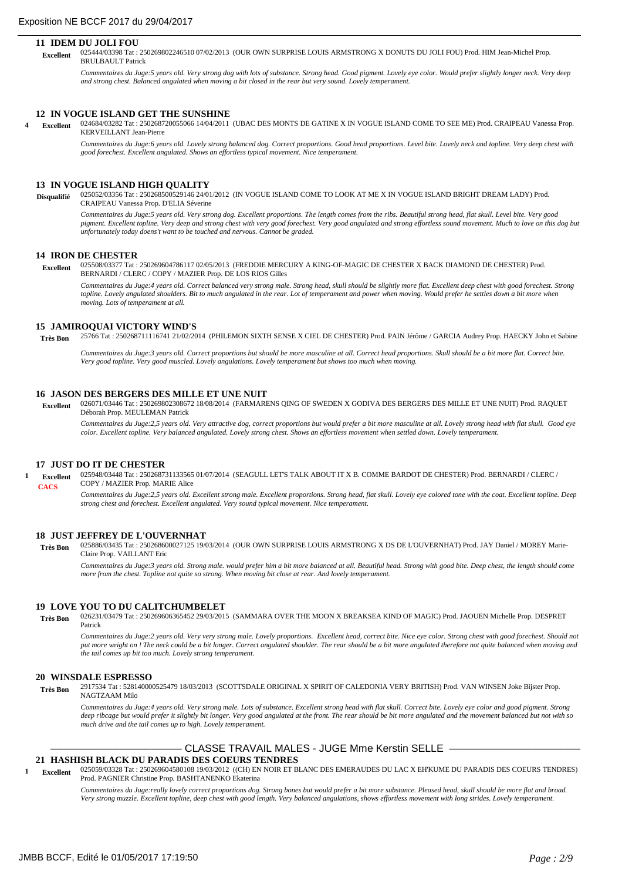## 11 IDEM DU JOLI FOU

**Excellent** 025444/03398 Tat : 250269802246510 07/02/2013 (OUR OWN SURPRISE LOUIS ARMSTRONG X DONUTS DU JOLI FOU) Prod. HIM Jean-Michel Prop. BRULBAULT Patrick

*Commentaires du Juge:5 years old. Very strong dog with lots of substance. Strong head. Good pigment. Lovely eye color. Would prefer slightly longer neck. Very deep and strong chest. Balanced angulated when moving a bit closed in the rear but very sound. Lovely temperament.*

## 12 IN VOGUE ISLAND GET THE SUNSHINE

**4** **Excellent** 024684/03282 Tat : 250268720055066 14/04/2011 (UBAC DES MONTS DE GATINE X IN VOGUE ISLAND COME TO SEE ME) Prod. CRAIPEAU Vanessa Prop. KERVEILLANT Jean-Pierre

*Commentaires du Juge:6 years old. Lovely strong balanced dog. Correct proportions. Good head proportions. Level bite. Lovely neck and topline. Very deep chest with good forechest. Excellent angulated. Shows an effortless typical movement. Nice temperament.*

## 13 IN VOGUE ISLAND HIGH QUALITY

**Disqualifié** 025052/03356 Tat : 250268500529146 24/01/2012 (IN VOGUE ISLAND COME TO LOOK AT ME X IN VOGUE ISLAND BRIGHT DREAM LADY) Prod. CRAIPEAU Vanessa Prop. D'ELIA Séverine

*Commentaires du Juge:5 years old. Very strong dog. Excellent proportions. The length comes from the ribs. Beautiful strong head, flat skull. Level bite. Very good pigment. Excellent topline. Very deep and strong chest with very good forechest. Very good angulated and strong effortless sound movement. Much to love on this dog but unfortunately today doesn't want to be touched and nervous. Cannot be graded.*

## 14 IRON DE CHESTER

**Excellent** 025508/03377 Tat : 250269604786117 02/05/2013 (FREDDIE MERCURY A KING-OF-MAGIC DE CHESTER X BACK DIAMOND DE CHESTER) Prod. BERNARDI / CLERC / COPY / MAZIER Prop. DE LOS RIOS Gilles

*Commentaires du Juge:4 years old. Correct balanced very strong male. Strong head, skull should be slightly more flat. Excellent deep chest with good forechest. Strong topline. Lovely angulated shoulders. Bit to much angulated in the rear. Lot of temperament and power when moving. Would prefer he settles down a bit more when moving. Lots of temperament at all.*

## 15 JAMIROQUAI VICTORY WIND'S

**Très Bon** 25766 Tat : 250268711116741 21/02/2014 (PHILEMON SIXTH SENSE X CIEL DE CHESTER) Prod. PAIN Jérôme / GARCIA Audrey Prop. HAECKY John et Sabine

*Commentaires du Juge:3 years old. Correct proportions but should be more masculine at all. Correct head proportions. Skull should be a bit more flat. Correct bite. Very good topline. Very good muscled. Lovely angulations. Lovely temperament but shows too much when moving.*

## 16 JASON DES BERGERS DES MILLE ET UNE NUIT

**Excellent** 026071/03446 Tat : 250269802308672 18/08/2014 (FARMARENS QING OF SWEDEN X GODIVA DES BERGERS DES MILLE ET UNE NUIT) Prod. RAQUET Déborah Prop. MEULEMAN Patrick

*Commentaires du Juge:2,5 years old. Very attractive dog, correct proportions but would prefer a bit more masculine at all. Lovely strong head with flat skull. Good eye color. Excellent topline. Very balanced angulated. Lovely strong chest. Shows an effortless movement when settled down. Lovely temperament.*

## 17 JUST DO IT DE CHESTER

**1** **Excellent** **CACS** 025948/03448 Tat : 250268731133565 01/07/2014 (SEAGULL LET'S TALK ABOUT IT X B. COMME BARDOT DE CHESTER) Prod. BERNARDI / CLERC / COPY / MAZIER Prop. MARIE Alice

*Commentaires du Juge:2,5 years old. Excellent strong male. Excellent proportions. Strong head, flat skull. Lovely eye colored tone with the coat. Excellent topline. Deep strong chest and forechest. Excellent angulated. Very sound typical movement. Nice temperament.*

## 18 JUST JEFFREY DE L'OUVERNHAT

**Très Bon** 025886/03435 Tat : 250268600027125 19/03/2014 (OUR OWN SURPRISE LOUIS ARMSTRONG X DS DE L'OUVERNHAT) Prod. JAY Daniel / MOREY Marie-Claire Prop. VAILLANT Eric

*Commentaires du Juge:3 years old. Strong male. would prefer him a bit more balanced at all. Beautiful head. Strong with good bite. Deep chest, the length should come more from the chest. Topline not quite so strong. When moving bit close at rear. And lovely temperament.*

## 19 LOVE YOU TO DU CALITCHUMBELET

**Très Bon** 026231/03479 Tat : 250269606365452 29/03/2015 (SAMMARA OVER THE MOON X BREAKSEA KIND OF MAGIC) Prod. JAOUEN Michelle Prop. DESPRET Patrick

*Commentaires du Juge:2 years old. Very very strong male. Lovely proportions. Excellent head, correct bite. Nice eye color. Strong chest with good forechest. Should not put more weight on ! The neck could be a bit longer. Correct angulated shoulder. The rear should be a bit more angulated therefore not quite balanced when moving and the tail comes up bit too much. Lovely strong temperament.*

## 20 WINSDALE ESPRESSO

**Très Bon** 2917534 Tat : 528140000525479 18/03/2013 (SCOTTSDALE ORIGINAL X SPIRIT OF CALEDONIA VERY BRITISH) Prod. VAN WINSEN Joke Bijster Prop. NAGTZAAM Milo

*Commentaires du Juge:4 years old. Very strong male. Lots of substance. Excellent strong head with flat skull. Correct bite. Lovely eye color and good pigment. Strong deep ribcage but would prefer it slightly bit longer. Very good angulated at the front. The rear should be bit more angulated and the movement balanced but not with so much drive and the tail comes up to high. Lovely temperament.*

### CLASSE TRAVAIL MALES - JUGE Mme Kerstin SELLE

## 21 HASHISH BLACK DU PARADIS DES COEURS TENDRES

**1** **Excellent** 025059/03328 Tat : 250269604580108 19/03/2012 ((CH) EN NOIR ET BLANC DES EMERAUDES DU LAC X EH'KUME DU PARADIS DES COEURS TENDRES) Prod. PAGNIER Christine Prop. BASHTANENKO Ekaterina

*Commentaires du Juge:really lovely correct proportions dog. Strong bones but would prefer a bit more substance. Pleased head, skull should be more flat and broad. Very strong muzzle. Excellent topline, deep chest with good length. Very balanced angulations, shows effortless movement with long strides. Lovely temperament.*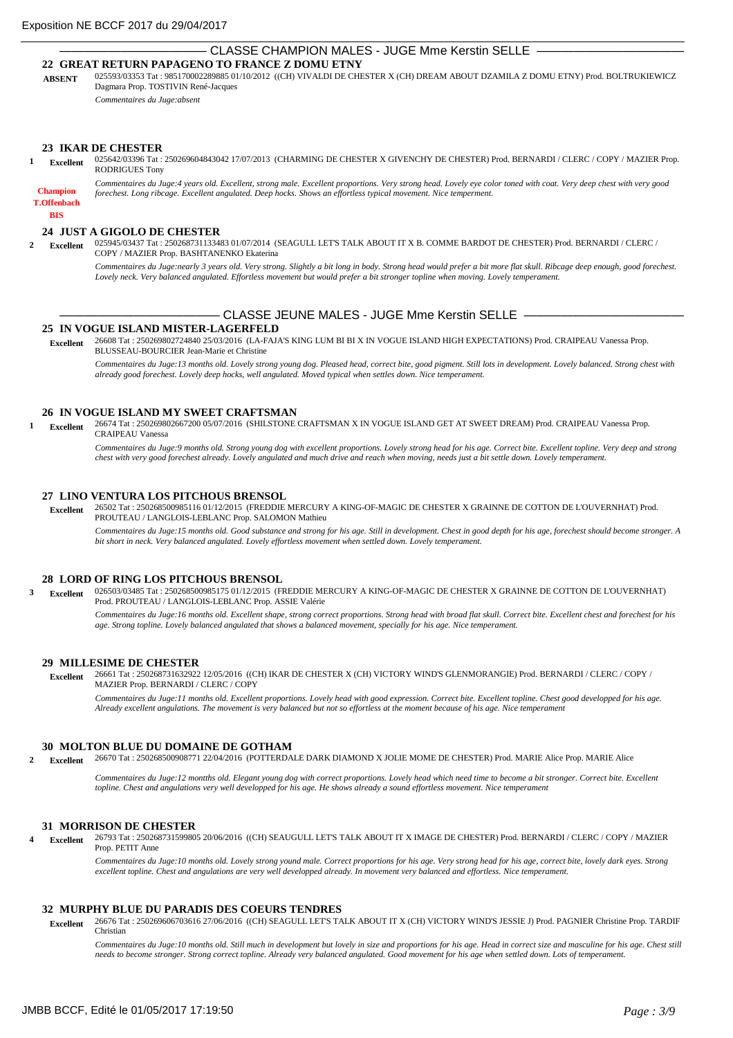## CLASSE CHAMPION MALES - JUGE Mme Kerstin SELLE

### 22 GREAT RETURN PAPAGENO TO FRANCE Z DOMU ETNY

**ABSENT** 025593/03353 Tat : 985170002289885 01/10/2012 ((CH) VIVALDI DE CHESTER X (CH) DREAM ABOUT DZAMILA Z DOMU ETNY) Prod. BOLTRUKIEWICZ Dagmara Prop. TOSTIVIN René-Jacques

*Commentaires du Juge:absent*

### 23 IKAR DE CHESTER

**1 Excellent** 025642/03396 Tat : 250269604843042 17/07/2013 (CHARMING DE CHESTER X GIVENCHY DE CHESTER) Prod. BERNARDI / CLERC / COPY / MAZIER Prop. RODRIGUES Tony

**Champion T.Offenbach BIS**

*Commentaires du Juge:4 years old. Excellent, strong male. Excellent proportions. Very strong head. Lovely eye color toned with coat. Very deep chest with very good forechest. Long ribcage. Excellent angulated. Deep hocks. Shows an effortless typical movement. Nice temperment.*

### 24 JUST A GIGOLO DE CHESTER

**2 Excellent** 025945/03437 Tat : 250268731133483 01/07/2014 (SEAGULL LET'S TALK ABOUT IT X B. COMME BARDOT DE CHESTER) Prod. BERNARDI / CLERC / COPY / MAZIER Prop. BASHTANENKO Ekaterina

*Commentaires du Juge:nearly 3 years old. Very strong. Slightly a bit long in body. Strong head would prefer a bit more flat skull. Ribcage deep enough, good forechest. Lovely neck. Very balanced angulated. Effortless movement but would prefer a bit stronger topline when moving. Lovely temperament.*

## CLASSE JEUNE MALES - JUGE Mme Kerstin SELLE

### 25 IN VOGUE ISLAND MISTER-LAGERFELD

**Excellent** 26608 Tat : 250269802724840 25/03/2016 (LA-FAJA'S KING LUM BI BI X IN VOGUE ISLAND HIGH EXPECTATIONS) Prod. CRAIPEAU Vanessa Prop. BLUSSEAU-BOURCIER Jean-Marie et Christine

*Commentaires du Juge:13 months old. Lovely strong young dog. Pleased head, correct bite, good pigment. Still lots in development. Lovely balanced. Strong chest with already good forechest. Lovely deep hocks, well angulated. Moved typical when settles down. Nice temperament.*

### 26 IN VOGUE ISLAND MY SWEET CRAFTSMAN

**1 Excellent** 26674 Tat : 250269802667200 05/07/2016 (SHILSTONE CRAFTSMAN X IN VOGUE ISLAND GET AT SWEET DREAM) Prod. CRAIPEAU Vanessa Prop. CRAIPEAU Vanessa

*Commentaires du Juge:9 months old. Strong young dog with excellent proportions. Lovely strong head for his age. Correct bite. Excellent topline. Very deep and strong chest with very good forechest already. Lovely angulated and much drive and reach when moving, needs just a bit settle down. Lovely temperament.*

### 27 LINO VENTURA LOS PITCHOUS BRENSOL

**Excellent** 26502 Tat : 250268500985116 01/12/2015 (FREDDIE MERCURY A KING-OF-MAGIC DE CHESTER X GRAINNE DE COTTON DE L'OUVERNHAT) Prod. PROUTEAU / LANGLOIS-LEBLANC Prop. SALOMON Mathieu

*Commentaires du Juge:15 months old. Good substance and strong for his age. Still in development. Chest in good depth for his age, forechest should become stronger. A bit short in neck. Very balanced angulated. Lovely effortless movement when settled down. Lovely temperament.*

### 28 LORD OF RING LOS PITCHOUS BRENSOL

**3 Excellent** 026503/03485 Tat : 250268500985175 01/12/2015 (FREDDIE MERCURY A KING-OF-MAGIC DE CHESTER X GRAINNE DE COTTON DE L'OUVERNHAT) Prod. PROUTEAU / LANGLOIS-LEBLANC Prop. ASSIE Valérie

*Commentaires du Juge:16 months old. Excellent shape, strong correct proportions. Strong head with broad flat skull. Correct bite. Excellent chest and forechest for his age. Strong topline. Lovely balanced angulated that shows a balanced movement, specially for his age. Nice temperament.*

### 29 MILLESIME DE CHESTER

**Excellent** 26661 Tat : 250268731632922 12/05/2016 ((CH) IKAR DE CHESTER X (CH) VICTORY WIND'S GLENMORANGIE) Prod. BERNARDI / CLERC / COPY / MAZIER Prop. BERNARDI / CLERC / COPY

*Commentaires du Juge:11 months old. Excellent proportions. Lovely head with good expression. Correct bite. Excellent topline. Chest good developped for his age. Already excellent angulations. The movement is very balanced but not so effortless at the moment because of his age. Nice temperament*

### 30 MOLTON BLUE DU DOMAINE DE GOTHAM

**2 Excellent** 26670 Tat : 250268500908771 22/04/2016 (POTTERDALE DARK DIAMOND X JOLIE MOME DE CHESTER) Prod. MARIE Alice Prop. MARIE Alice

*Commentaires du Juge:12 montths old. Elegant young dog with correct proportions. Lovely head which need time to become a bit stronger. Correct bite. Excellent topline. Chest and angulations very well developped for his age. He shows already a sound effortless movement. Nice temperament*

### 31 MORRISON DE CHESTER

**4 Excellent** 26793 Tat : 250268731599805 20/06/2016 ((CH) SEAUGULL LET'S TALK ABOUT IT X IMAGE DE CHESTER) Prod. BERNARDI / CLERC / COPY / MAZIER Prop. PETIT Anne

*Commentaires du Juge:10 months old. Lovely strong yound male. Correct proportions for his age. Very strong head for his age, correct bite, lovely dark eyes. Strong excellent topline. Chest and angulations are very well developped already. In movement very balanced and effortless. Nice temperament.*

### 32 MURPHY BLUE DU PARADIS DES COEURS TENDRES

**Excellent** 26676 Tat : 250269606703616 27/06/2016 ((CH) SEAGULL LET'S TALK ABOUT IT X (CH) VICTORY WIND'S JESSIE J) Prod. PAGNIER Christine Prop. TARDIF Christian

*Commentaires du Juge:10 months old. Still much in development but lovely in size and proportions for his age. Head in correct size and masculine for his age. Chest still needs to become stronger. Strong correct topline. Already very balanced angulated. Good movement for his age when settled down. Lots of temperament.*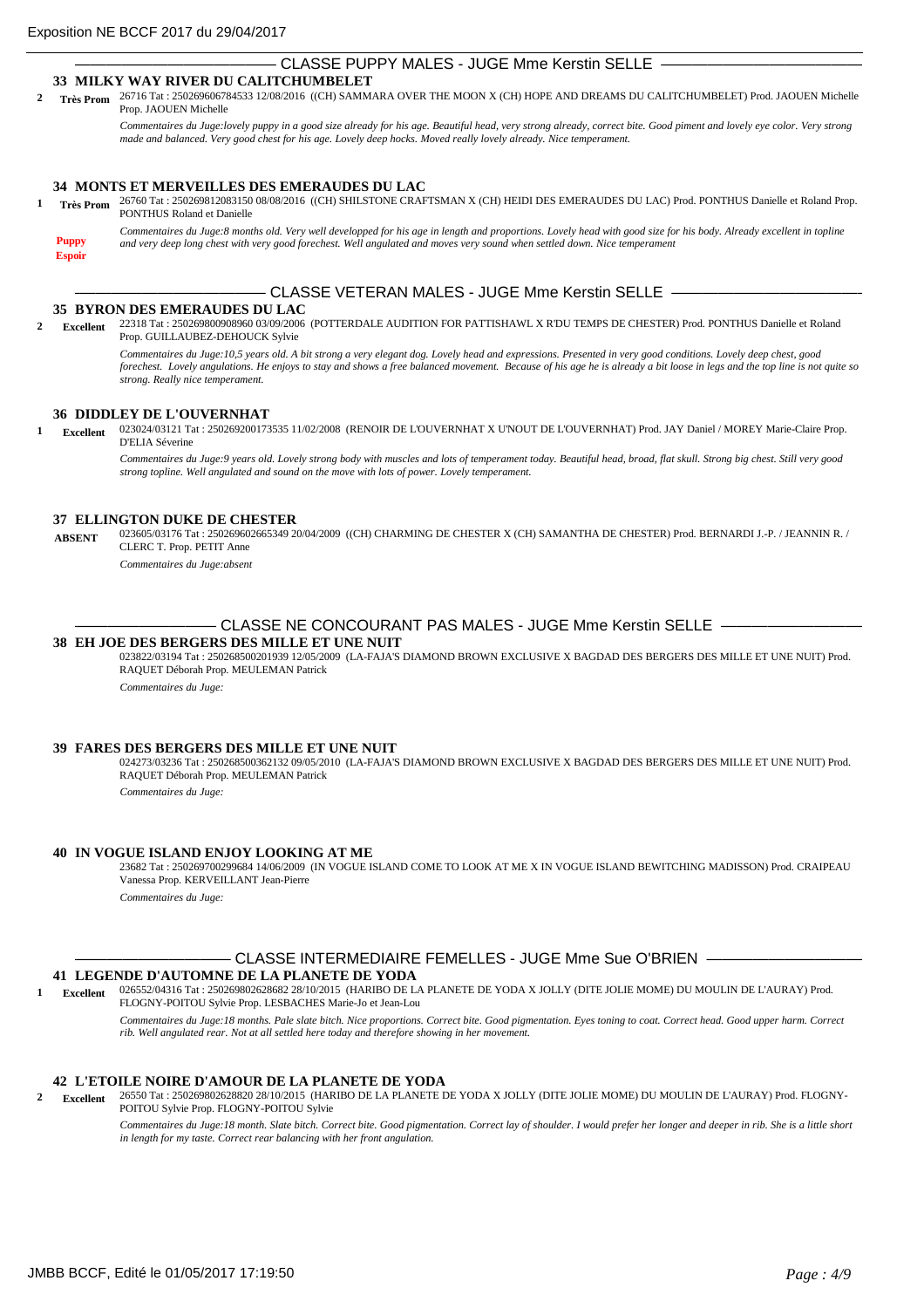## CLASSE PUPPY MALES - JUGE Mme Kerstin SELLE

### 33 MILKY WAY RIVER DU CALITCHUMBELET

**2** **Très Prom** 26716 Tat : 250269606784533 12/08/2016 ((CH) SAMMARA OVER THE MOON X (CH) HOPE AND DREAMS DU CALITCHUMBELET) Prod. JAOUEN Michelle Prop. JAOUEN Michelle

*Commentaires du Juge:lovely puppy in a good size already for his age. Beautiful head, very strong already, correct bite. Good piment and lovely eye color. Very strong made and balanced. Very good chest for his age. Lovely deep hocks. Moved really lovely already. Nice temperament.*

### 34 MONTS ET MERVEILLES DES EMERAUDES DU LAC

**1** **Très Prom** 26760 Tat : 250269812083150 08/08/2016 ((CH) SHILSTONE CRAFTSMAN X (CH) HEIDI DES EMERAUDES DU LAC) Prod. PONTHUS Danielle et Roland Prop. PONTHUS Roland et Danielle

**Puppy Espoir**

*Commentaires du Juge:8 months old. Very well developped for his age in length and proportions. Lovely head with good size for his body. Already excellent in topline and very deep long chest with very good forechest. Well angulated and moves very sound when settled down. Nice temperament*

## CLASSE VETERAN MALES - JUGE Mme Kerstin SELLE

### 35 BYRON DES EMERAUDES DU LAC

**2** **Excellent** 22318 Tat : 250269800908960 03/09/2006 (POTTERDALE AUDITION FOR PATTISHAWL X R'DU TEMPS DE CHESTER) Prod. PONTHUS Danielle et Roland Prop. GUILLAUBEZ-DEHOUCK Sylvie

*Commentaires du Juge:10,5 years old. A bit strong a very elegant dog. Lovely head and expressions. Presented in very good conditions. Lovely deep chest, good forechest. Lovely angulations. He enjoys to stay and shows a free balanced movement. Because of his age he is already a bit loose in legs and the top line is not quite so strong. Really nice temperament.*

### 36 DIDDLEY DE L'OUVERNHAT

**1** **Excellent** 023024/03121 Tat : 250269200173535 11/02/2008 (RENOIR DE L'OUVERNHAT X U'NOUT DE L'OUVERNHAT) Prod. JAY Daniel / MOREY Marie-Claire Prop. D'ELIA Séverine

*Commentaires du Juge:9 years old. Lovely strong body with muscles and lots of temperament today. Beautiful head, broad, flat skull. Strong big chest. Still very good strong topline. Well angulated and sound on the move with lots of power. Lovely temperament.*

### 37 ELLINGTON DUKE DE CHESTER

**ABSENT** 023605/03176 Tat : 250269602665349 20/04/2009 ((CH) CHARMING DE CHESTER X (CH) SAMANTHA DE CHESTER) Prod. BERNARDI J.-P. / JEANNIN R. / CLERC T. Prop. PETIT Anne

*Commentaires du Juge:absent*

## CLASSE NE CONCOURANT PAS MALES - JUGE Mme Kerstin SELLE

### 38 EH JOE DES BERGERS DES MILLE ET UNE NUIT

023822/03194 Tat : 250268500201939 12/05/2009 (LA-FAJA'S DIAMOND BROWN EXCLUSIVE X BAGDAD DES BERGERS DES MILLE ET UNE NUIT) Prod. RAQUET Déborah Prop. MEULEMAN Patrick

*Commentaires du Juge:*

### 39 FARES DES BERGERS DES MILLE ET UNE NUIT

024273/03236 Tat : 250268500362132 09/05/2010 (LA-FAJA'S DIAMOND BROWN EXCLUSIVE X BAGDAD DES BERGERS DES MILLE ET UNE NUIT) Prod. RAQUET Déborah Prop. MEULEMAN Patrick

*Commentaires du Juge:*

### 40 IN VOGUE ISLAND ENJOY LOOKING AT ME

23682 Tat : 250269700299684 14/06/2009 (IN VOGUE ISLAND COME TO LOOK AT ME X IN VOGUE ISLAND BEWITCHING MADISSON) Prod. CRAIPEAU Vanessa Prop. KERVEILLANT Jean-Pierre

*Commentaires du Juge:*

## CLASSE INTERMEDIAIRE FEMELLES - JUGE Mme Sue O'BRIEN

### 41 LEGENDE D'AUTOMNE DE LA PLANETE DE YODA

**1** **Excellent** 026552/04316 Tat : 250269802628682 28/10/2015 (HARIBO DE LA PLANETE DE YODA X JOLLY (DITE JOLIE MOME) DU MOULIN DE L'AURAY) Prod. FLOGNY-POITOU Sylvie Prop. LESBACHES Marie-Jo et Jean-Lou

*Commentaires du Juge:18 months. Pale slate bitch. Nice proportions. Correct bite. Good pigmentation. Eyes toning to coat. Correct head. Good upper harm. Correct rib. Well angulated rear. Not at all settled here today and therefore showing in her movement.*

### 42 L'ETOILE NOIRE D'AMOUR DE LA PLANETE DE YODA

**2** **Excellent** 26550 Tat : 250269802628820 28/10/2015 (HARIBO DE LA PLANETE DE YODA X JOLLY (DITE JOLIE MOME) DU MOULIN DE L'AURAY) Prod. FLOGNY-POITOU Sylvie Prop. FLOGNY-POITOU Sylvie

*Commentaires du Juge:18 month. Slate bitch. Correct bite. Good pigmentation. Correct lay of shoulder. I would prefer her longer and deeper in rib. She is a little short in length for my taste. Correct rear balancing with her front angulation.*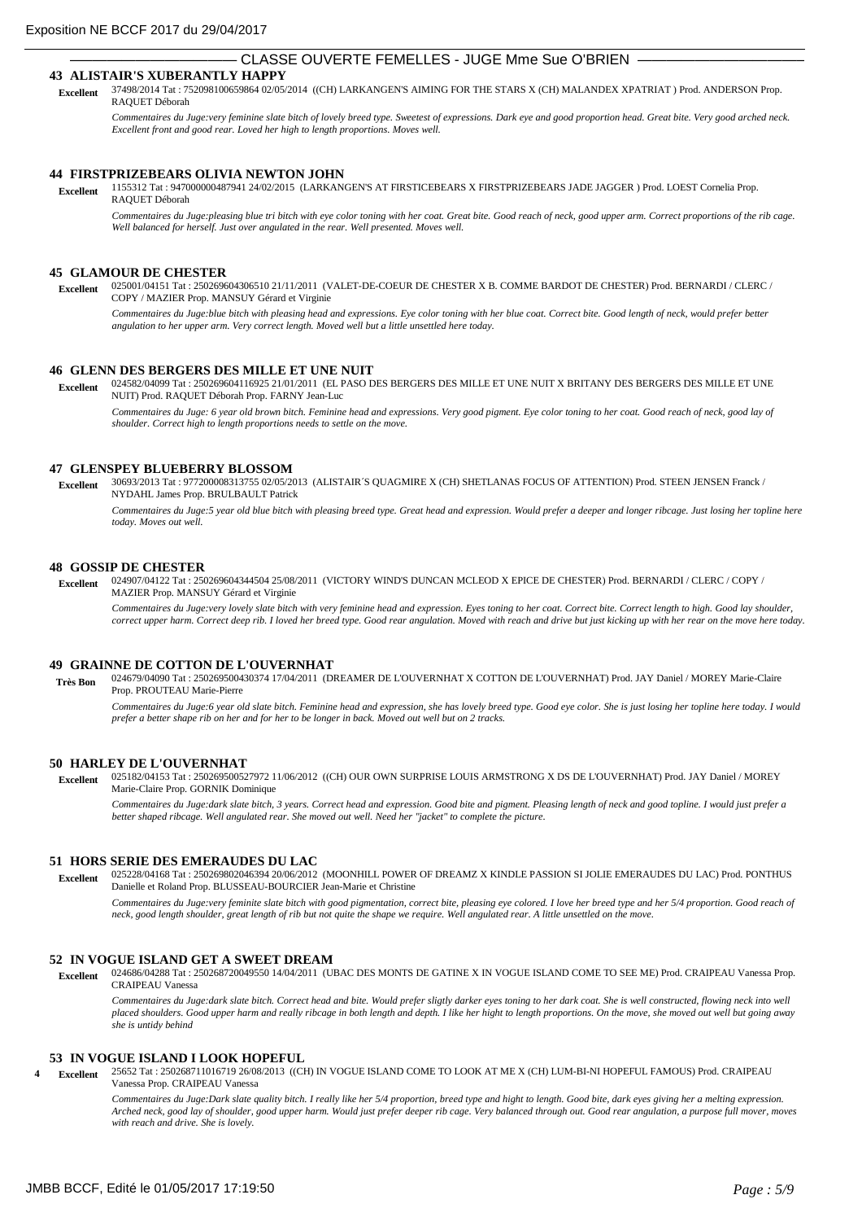## CLASSE OUVERTE FEMELLES - JUGE Mme Sue O'BRIEN

### 43 ALISTAIR'S XUBERANTLY HAPPY

**Excellent** 37498/2014 Tat : 752098100659864 02/05/2014 ((CH) LARKANGEN'S AIMING FOR THE STARS X (CH) MALANDEX XPATRIAT ) Prod. ANDERSON Prop. RAQUET Déborah

*Commentaires du Juge:very feminine slate bitch of lovely breed type. Sweetest of expressions. Dark eye and good proportion head. Great bite. Very good arched neck. Excellent front and good rear. Loved her high to length proportions. Moves well.*

### 44 FIRSTPRIZEBEARS OLIVIA NEWTON JOHN

**Excellent** 1155312 Tat : 947000000487941 24/02/2015 (LARKANGEN'S AT FIRSTICEBEARS X FIRSTPRIZEBEARS JADE JAGGER ) Prod. LOEST Cornelia Prop. RAQUET Déborah

*Commentaires du Juge:pleasing blue tri bitch with eye color toning with her coat. Great bite. Good reach of neck, good upper arm. Correct proportions of the rib cage. Well balanced for herself. Just over angulated in the rear. Well presented. Moves well.*

### 45 GLAMOUR DE CHESTER

**Excellent** 025001/04151 Tat : 250269604306510 21/11/2011 (VALET-DE-COEUR DE CHESTER X B. COMME BARDOT DE CHESTER) Prod. BERNARDI / CLERC / COPY / MAZIER Prop. MANSUY Gérard et Virginie

*Commentaires du Juge:blue bitch with pleasing head and expressions. Eye color toning with her blue coat. Correct bite. Good length of neck, would prefer better angulation to her upper arm. Very correct length. Moved well but a little unsettled here today.*

### 46 GLENN DES BERGERS DES MILLE ET UNE NUIT

**Excellent** 024582/04099 Tat : 250269604116925 21/01/2011 (EL PASO DES BERGERS DES MILLE ET UNE NUIT X BRITANY DES BERGERS DES MILLE ET UNE NUIT) Prod. RAQUET Déborah Prop. FARNY Jean-Luc

*Commentaires du Juge: 6 year old brown bitch. Feminine head and expressions. Very good pigment. Eye color toning to her coat. Good reach of neck, good lay of shoulder. Correct high to length proportions needs to settle on the move.*

### 47 GLENSPEY BLUEBERRY BLOSSOM

**Excellent** 30693/2013 Tat : 977200008313755 02/05/2013 (ALISTAIR´S QUAGMIRE X (CH) SHETLANAS FOCUS OF ATTENTION) Prod. STEEN JENSEN Franck / NYDAHL James Prop. BRULBAULT Patrick

*Commentaires du Juge:5 year old blue bitch with pleasing breed type. Great head and expression. Would prefer a deeper and longer ribcage. Just losing her topline here today. Moves out well.*

### 48 GOSSIP DE CHESTER

**Excellent** 024907/04122 Tat : 250269604344504 25/08/2011 (VICTORY WIND'S DUNCAN MCLEOD X EPICE DE CHESTER) Prod. BERNARDI / CLERC / COPY / MAZIER Prop. MANSUY Gérard et Virginie

*Commentaires du Juge:very lovely slate bitch with very feminine head and expression. Eyes toning to her coat. Correct bite. Correct length to high. Good lay shoulder, correct upper harm. Correct deep rib. I loved her breed type. Good rear angulation. Moved with reach and drive but just kicking up with her rear on the move here today.*

### 49 GRAINNE DE COTTON DE L'OUVERNHAT

**Très Bon** 024679/04090 Tat : 250269500430374 17/04/2011 (DREAMER DE L'OUVERNHAT X COTTON DE L'OUVERNHAT) Prod. JAY Daniel / MOREY Marie-Claire Prop. PROUTEAU Marie-Pierre

*Commentaires du Juge:6 year old slate bitch. Feminine head and expression, she has lovely breed type. Good eye color. She is just losing her topline here today. I would prefer a better shape rib on her and for her to be longer in back. Moved out well but on 2 tracks.*

### 50 HARLEY DE L'OUVERNHAT

**Excellent** 025182/04153 Tat : 250269500527972 11/06/2012 ((CH) OUR OWN SURPRISE LOUIS ARMSTRONG X DS DE L'OUVERNHAT) Prod. JAY Daniel / MOREY Marie-Claire Prop. GORNIK Dominique

*Commentaires du Juge:dark slate bitch, 3 years. Correct head and expression. Good bite and pigment. Pleasing length of neck and good topline. I would just prefer a better shaped ribcage. Well angulated rear. She moved out well. Need her "jacket" to complete the picture.*

### 51 HORS SERIE DES EMERAUDES DU LAC

**Excellent** 025228/04168 Tat : 250269802046394 20/06/2012 (MOONHILL POWER OF DREAMZ X KINDLE PASSION SI JOLIE EMERAUDES DU LAC) Prod. PONTHUS Danielle et Roland Prop. BLUSSEAU-BOURCIER Jean-Marie et Christine

*Commentaires du Juge:very feminite slate bitch with good pigmentation, correct bite, pleasing eye colored. I love her breed type and her 5/4 proportion. Good reach of neck, good length shoulder, great length of rib but not quite the shape we require. Well angulated rear. A little unsettled on the move.*

### 52 IN VOGUE ISLAND GET A SWEET DREAM

**Excellent** 024686/04288 Tat : 250268720049550 14/04/2011 (UBAC DES MONTS DE GATINE X IN VOGUE ISLAND COME TO SEE ME) Prod. CRAIPEAU Vanessa Prop. CRAIPEAU Vanessa

*Commentaires du Juge:dark slate bitch. Correct head and bite. Would prefer sligtly darker eyes toning to her dark coat. She is well constructed, flowing neck into well placed shoulders. Good upper harm and really ribcage in both length and depth. I like her hight to length proportions. On the move, she moved out well but going away she is untidy behind*

### 53 IN VOGUE ISLAND I LOOK HOPEFUL

4 **Excellent** 25652 Tat : 250268711016719 26/08/2013 ((CH) IN VOGUE ISLAND COME TO LOOK AT ME X (CH) LUM-BI-NI HOPEFUL FAMOUS) Prod. CRAIPEAU Vanessa Prop. CRAIPEAU Vanessa

*Commentaires du Juge:Dark slate quality bitch. I really like her 5/4 proportion, breed type and hight to length. Good bite, dark eyes giving her a melting expression. Arched neck, good lay of shoulder, good upper harm. Would just prefer deeper rib cage. Very balanced through out. Good rear angulation, a purpose full mover, moves with reach and drive. She is lovely.*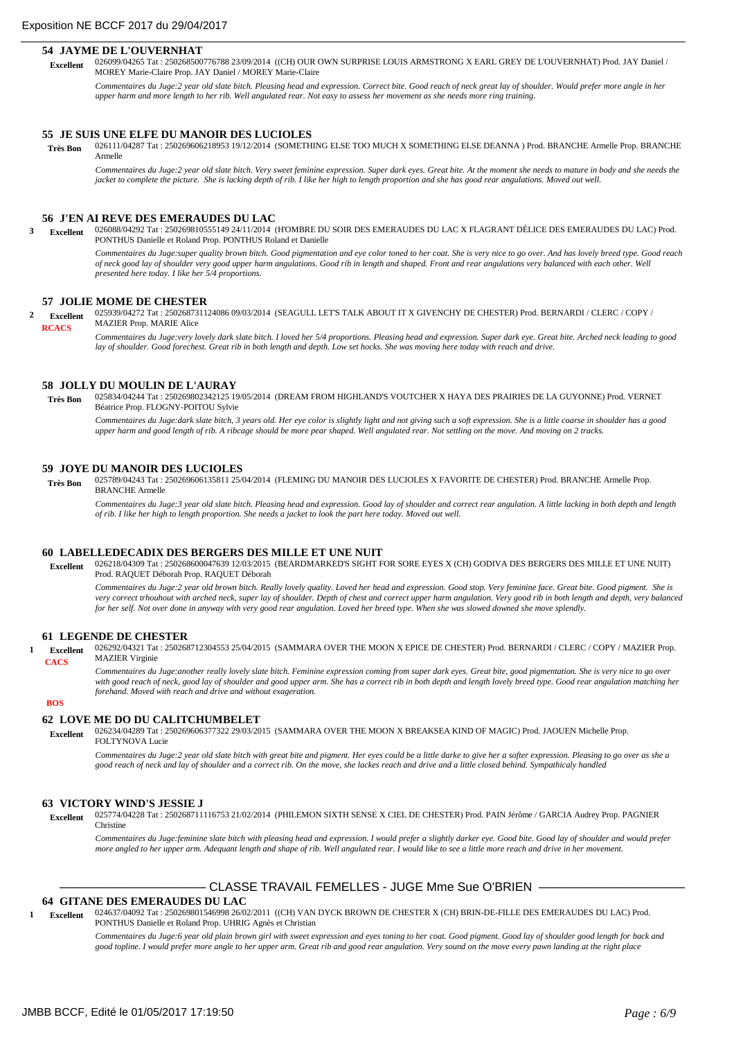### 54 JAYME DE L'OUVERNHAT

**Excellent** 026099/04265 Tat : 250268500776788 23/09/2014 ((CH) OUR OWN SURPRISE LOUIS ARMSTRONG X EARL GREY DE L'OUVERNHAT) Prod. JAY Daniel / MOREY Marie-Claire Prop. JAY Daniel / MOREY Marie-Claire

*Commentaires du Juge:2 year old slate bitch. Pleasing head and expression. Correct bite. Good reach of neck great lay of shoulder. Would prefer more angle in her upper harm and more length to her rib. Well angulated rear. Not easy to assess her movement as she needs more ring training.*

### 55 JE SUIS UNE ELFE DU MANOIR DES LUCIOLES

**Très Bon** 026111/04287 Tat : 250269606218953 19/12/2014 (SOMETHING ELSE TOO MUCH X SOMETHING ELSE DEANNA ) Prod. BRANCHE Armelle Prop. BRANCHE Armelle

*Commentaires du Juge:2 year old slate bitch. Very sweet feminine expression. Super dark eyes. Great bite. At the moment she needs to mature in body and she needs the jacket to complete the picture. She is lacking depth of rib. I like her high to length proportion and she has good rear angulations. Moved out well.*

### 56 J'EN AI REVE DES EMERAUDES DU LAC

**3** **Excellent** 026088/04292 Tat : 250269810555149 24/11/2014 (H'OMBRE DU SOIR DES EMERAUDES DU LAC X FLAGRANT DÉLICE DES EMERAUDES DU LAC) Prod. PONTHUS Danielle et Roland Prop. PONTHUS Roland et Danielle

*Commentaires du Juge:super quality brown bitch. Good pigmentation and eye color toned to her coat. She is very nice to go over. And has lovely breed type. Good reach of neck good lay of shoulder very good upper harm angulations. Good rib in length and shaped. Front and rear angulations very balanced with each other. Well presented here today. I like her 5/4 proportions.*

### 57 JOLIE MOME DE CHESTER

**2** **Excellent** **RCACS** 025939/04272 Tat : 250268731124086 09/03/2014 (SEAGULL LET'S TALK ABOUT IT X GIVENCHY DE CHESTER) Prod. BERNARDI / CLERC / COPY / MAZIER Prop. MARIE Alice

*Commentaires du Juge:very lovely dark slate bitch. I loved her 5/4 proportions. Pleasing head and expression. Super dark eye. Great bite. Arched neck leading to good lay of shoulder. Good forechest. Great rib in both length and depth. Low set hocks. She was moving here today with reach and drive.*

### 58 JOLLY DU MOULIN DE L'AURAY

**Très Bon** 025834/04244 Tat : 250269802342125 19/05/2014 (DREAM FROM HIGHLAND'S VOUTCHER X HAYA DES PRAIRIES DE LA GUYONNE) Prod. VERNET Béatrice Prop. FLOGNY-POITOU Sylvie

*Commentaires du Juge:dark slate bitch, 3 years old. Her eye color is slightly light and not giving such a soft expression. She is a little coarse in shoulder has a good upper harm and good length of rib. A ribcage should be more pear shaped. Well angulated rear. Not settling on the move. And moving on 2 tracks.*

### 59 JOYE DU MANOIR DES LUCIOLES

**Très Bon** 025789/04243 Tat : 250269606135811 25/04/2014 (FLEMING DU MANOIR DES LUCIOLES X FAVORITE DE CHESTER) Prod. BRANCHE Armelle Prop. BRANCHE Armelle

*Commentaires du Juge:3 year old slate bitch. Pleasing head and expression. Good lay of shoulder and correct rear angulation. A little lacking in both depth and length of rib. I like her high to length proportion. She needs a jacket to look the part here today. Moved out well.*

### 60 LABELLEDECADIX DES BERGERS DES MILLE ET UNE NUIT

**Excellent** 026218/04309 Tat : 250268600047639 12/03/2015 (BEARDMARKED'S SIGHT FOR SORE EYES X (CH) GODIVA DES BERGERS DES MILLE ET UNE NUIT) Prod. RAQUET Déborah Prop. RAQUET Déborah

*Commentaires du Juge:2 year old brown bitch. Really lovely quality. Loved her head and expression. Good stop. Very feminine face. Great bite. Good pigment. She is very correct trhouhout with arched neck, super lay of shoulder. Depth of chest and correct upper harm angulation. Very good rib in both length and depth, very balanced for her self. Not over done in anyway with very good rear angulation. Loved her breed type. When she was slowed downed she move splendly.*

### 61 LEGENDE DE CHESTER

**1** **Excellent** **CACS** **BOS** 026292/04321 Tat : 250268712304553 25/04/2015 (SAMMARA OVER THE MOON X EPICE DE CHESTER) Prod. BERNARDI / CLERC / COPY / MAZIER Prop. MAZIER Virginie

*Commentaires du Juge:another really lovely slate bitch. Feminine expression coming from super dark eyes. Great bite, good pigmentation. She is very nice to go over with good reach of neck, good lay of shoulder and good upper arm. She has a correct rib in both depth and length lovely breed type. Good rear angulation matching her forehand. Moved with reach and drive and without exageration.*

### 62 LOVE ME DO DU CALITCHUMBELET

**Excellent** 026234/04289 Tat : 250269606377322 29/03/2015 (SAMMARA OVER THE MOON X BREAKSEA KIND OF MAGIC) Prod. JAOUEN Michelle Prop. FOLTYNOVA Lucie

*Commentaires du Juge:2 year old slate bitch with great bite and pigment. Her eyes could be a little darke to give her a softer expression. Pleasing to go over as she a good reach of neck and lay of shoulder and a correct rib. On the move, she lackes reach and drive and a little closed behind. Sympathicaly handled*

### 63 VICTORY WIND'S JESSIE J

**Excellent** 025774/04228 Tat : 250268711116753 21/02/2014 (PHILEMON SIXTH SENSE X CIEL DE CHESTER) Prod. PAIN Jérôme / GARCIA Audrey Prop. PAGNIER Christine

*Commentaires du Juge:feminine slate bitch with pleasing head and expression. I would prefer a slightly darker eye. Good bite. Good lay of shoulder and would prefer more angled to her upper arm. Adequant length and shape of rib. Well angulated rear. I would like to see a little more reach and drive in her movement.*

## CLASSE TRAVAIL FEMELLES - JUGE Mme Sue O'BRIEN

### 64 GITANE DES EMERAUDES DU LAC

**1** **Excellent** 024637/04092 Tat : 250269801546998 26/02/2011 ((CH) VAN DYCK BROWN DE CHESTER X (CH) BRIN-DE-FILLE DES EMERAUDES DU LAC) Prod. PONTHUS Danielle et Roland Prop. UHRIG Agnès et Christian

*Commentaires du Juge:6 year old plain brown girl with sweet expression and eyes toning to her coat. Good pigment. Good lay of shoulder good length for back and good topline. I would prefer more angle to her upper arm. Great rib and good rear angulation. Very sound on the move every pawn landing at the right place*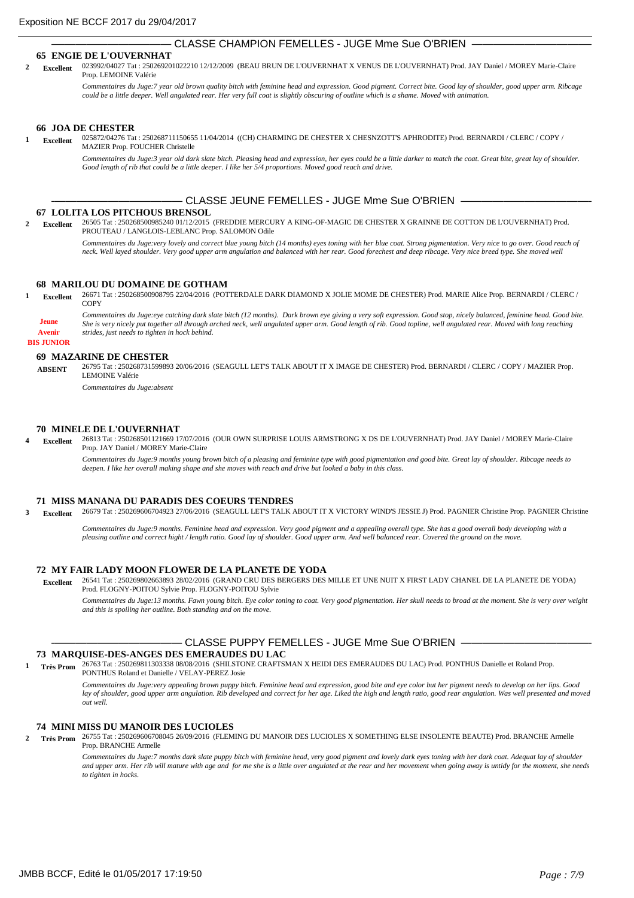## CLASSE CHAMPION FEMELLES - JUGE Mme Sue O'BRIEN

### 65 ENGIE DE L'OUVERNHAT

**2 Excellent** 023992/04027 Tat : 250269201022210 12/12/2009 (BEAU BRUN DE L'OUVERNHAT X VENUS DE L'OUVERNHAT) Prod. JAY Daniel / MOREY Marie-Claire Prop. LEMOINE Valérie

*Commentaires du Juge:7 year old brown quality bitch with feminine head and expression. Good pigment. Correct bite. Good lay of shoulder, good upper arm. Ribcage could be a little deeper. Well angulated rear. Her very full coat is slightly obscuring of outline which is a shame. Moved with animation.*

### 66 JOA DE CHESTER

**1 Excellent** 025872/04276 Tat : 250268711150655 11/04/2014 ((CH) CHARMING DE CHESTER X CHESNZOTT'S APHRODITE) Prod. BERNARDI / CLERC / COPY / MAZIER Prop. FOUCHER Christelle

*Commentaires du Juge:3 year old dark slate bitch. Pleasing head and expression, her eyes could be a little darker to match the coat. Great bite, great lay of shoulder. Good length of rib that could be a little deeper. I like her 5/4 proportions. Moved good reach and drive.*

## CLASSE JEUNE FEMELLES - JUGE Mme Sue O'BRIEN

### 67 LOLITA LOS PITCHOUS BRENSOL

**2 Excellent** 26505 Tat : 250268500985240 01/12/2015 (FREDDIE MERCURY A KING-OF-MAGIC DE CHESTER X GRAINNE DE COTTON DE L'OUVERNHAT) Prod. PROUTEAU / LANGLOIS-LEBLANC Prop. SALOMON Odile

*Commentaires du Juge:very lovely and correct blue young bitch (14 months) eyes toning with her blue coat. Strong pigmentation. Very nice to go over. Good reach of neck. Well layed shoulder. Very good upper arm angulation and balanced with her rear. Good forechest and deep ribcage. Very nice breed type. She moved well*

### 68 MARILOU DU DOMAINE DE GOTHAM

**1 Excellent** 26671 Tat : 250268500908795 22/04/2016 (POTTERDALE DARK DIAMOND X JOLIE MOME DE CHESTER) Prod. MARIE Alice Prop. BERNARDI / CLERC / COPY

**Jeune Avenir**
**BIS JUNIOR**

*Commentaires du Juge:eye catching dark slate bitch (12 months). Dark brown eye giving a very soft expression. Good stop, nicely balanced, feminine head. Good bite. She is very nicely put together all through arched neck, well angulated upper arm. Good length of rib. Good topline, well angulated rear. Moved with long reaching strides, just needs to tighten in hock behind.*

### 69 MAZARINE DE CHESTER

**ABSENT** 26795 Tat : 250268731599893 20/06/2016 (SEAGULL LET'S TALK ABOUT IT X IMAGE DE CHESTER) Prod. BERNARDI / CLERC / COPY / MAZIER Prop. LEMOINE Valérie

*Commentaires du Juge:absent*

### 70 MINELE DE L'OUVERNHAT

**4 Excellent** 26813 Tat : 250268501121669 17/07/2016 (OUR OWN SURPRISE LOUIS ARMSTRONG X DS DE L'OUVERNHAT) Prod. JAY Daniel / MOREY Marie-Claire Prop. JAY Daniel / MOREY Marie-Claire

*Commentaires du Juge:9 months young brown bitch of a pleasing and feminine type with good pigmentation and good bite. Great lay of shoulder. Ribcage needs to deepen. I like her overall making shape and she moves with reach and drive but looked a baby in this class.*

### 71 MISS MANANA DU PARADIS DES COEURS TENDRES

**3 Excellent** 26679 Tat : 250269606704923 27/06/2016 (SEAGULL LET'S TALK ABOUT IT X VICTORY WIND'S JESSIE J) Prod. PAGNIER Christine Prop. PAGNIER Christine

*Commentaires du Juge:9 months. Feminine head and expression. Very good pigment and a appealing overall type. She has a good overall body developing with a pleasing outline and correct hight / length ratio. Good lay of shoulder. Good upper arm. And well balanced rear. Covered the ground on the move.*

### 72 MY FAIR LADY MOON FLOWER DE LA PLANETE DE YODA

**Excellent** 26541 Tat : 250269802663893 28/02/2016 (GRAND CRU DES BERGERS DES MILLE ET UNE NUIT X FIRST LADY CHANEL DE LA PLANETE DE YODA) Prod. FLOGNY-POITOU Sylvie Prop. FLOGNY-POITOU Sylvie

*Commentaires du Juge:13 months. Fawn young bitch. Eye color toning to coat. Very good pigmentation. Her skull needs to broad at the moment. She is very over weight and this is spoiling her outline. Both standing and on the move.*

## CLASSE PUPPY FEMELLES - JUGE Mme Sue O'BRIEN

### 73 MARQUISE-DES-ANGES DES EMERAUDES DU LAC

**1 Très Prom** 26763 Tat : 250269811303338 08/08/2016 (SHILSTONE CRAFTSMAN X HEIDI DES EMERAUDES DU LAC) Prod. PONTHUS Danielle et Roland Prop. PONTHUS Roland et Danielle / VELAY-PEREZ Josie

*Commentaires du Juge:very appealing brown puppy bitch. Feminine head and expression, good bite and eye color but her pigment needs to develop on her lips. Good lay of shoulder, good upper arm angulation. Rib developed and correct for her age. Liked the high and length ratio, good rear angulation. Was well presented and moved out well.*

### 74 MINI MISS DU MANOIR DES LUCIOLES

**2 Très Prom** 26755 Tat : 250269606708045 26/09/2016 (FLEMING DU MANOIR DES LUCIOLES X SOMETHING ELSE INSOLENTE BEAUTE) Prod. BRANCHE Armelle Prop. BRANCHE Armelle

*Commentaires du Juge:7 months dark slate puppy bitch with feminine head, very good pigment and lovely dark eyes toning with her dark coat. Adequat lay of shoulder and upper arm. Her rib will mature with age and for me she is a little over angulated at the rear and her movement when going away is untidy for the moment, she needs to tighten in hocks.*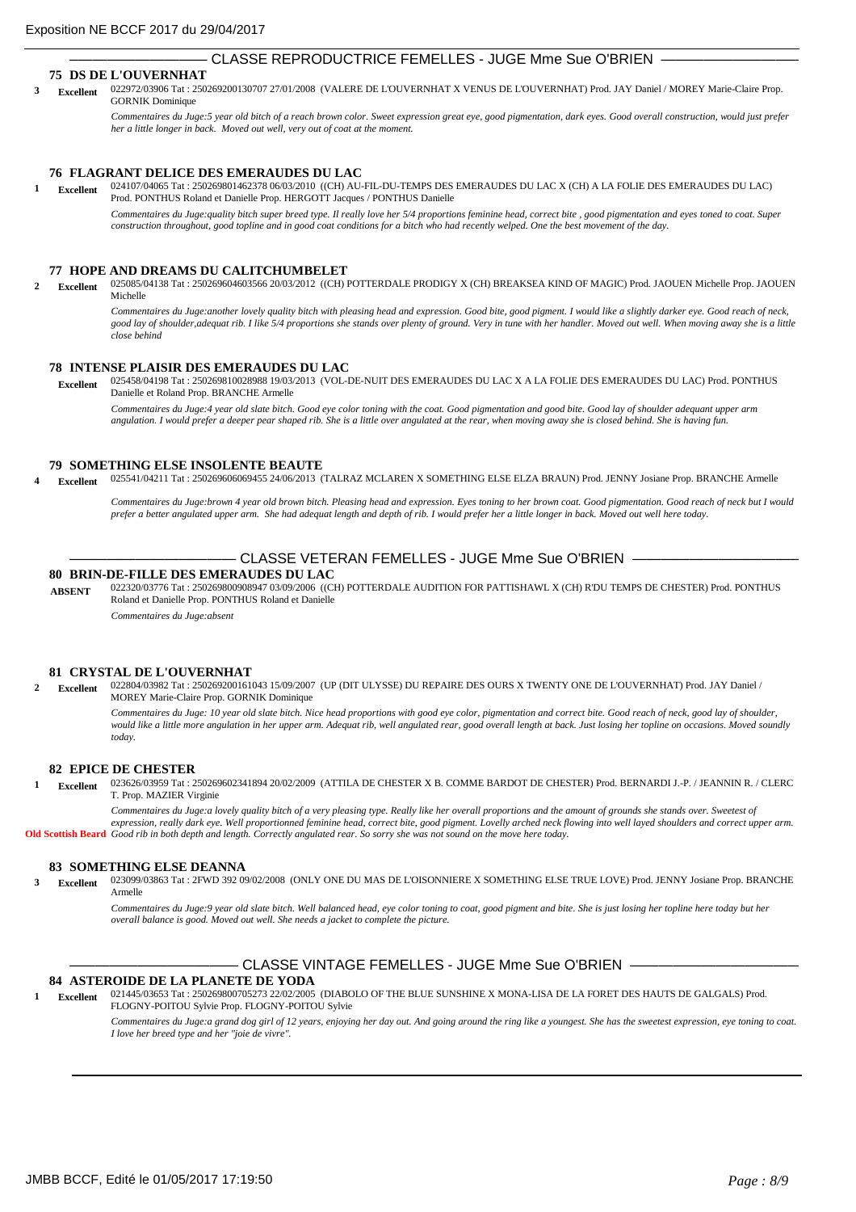## CLASSE REPRODUCTRICE FEMELLES - JUGE Mme Sue O'BRIEN

### 75 DS DE L'OUVERNHAT

**3** **Excellent** 022972/03906 Tat : 250269200130707 27/01/2008 (VALERE DE L'OUVERNHAT X VENUS DE L'OUVERNHAT) Prod. JAY Daniel / MOREY Marie-Claire Prop. GORNIK Dominique

*Commentaires du Juge:5 year old bitch of a reach brown color. Sweet expression great eye, good pigmentation, dark eyes. Good overall construction, would just prefer her a little longer in back. Moved out well, very out of coat at the moment.*

### 76 FLAGRANT DELICE DES EMERAUDES DU LAC

**1** **Excellent** 024107/04065 Tat : 250269801462378 06/03/2010 ((CH) AU-FIL-DU-TEMPS DES EMERAUDES DU LAC X (CH) A LA FOLIE DES EMERAUDES DU LAC) Prod. PONTHUS Roland et Danielle Prop. HERGOTT Jacques / PONTHUS Danielle

*Commentaires du Juge:quality bitch super breed type. Il really love her 5/4 proportions feminine head, correct bite , good pigmentation and eyes toned to coat. Super construction throughout, good topline and in good coat conditions for a bitch who had recently welped. One the best movement of the day.*

### 77 HOPE AND DREAMS DU CALITCHUMBELET

**2** **Excellent** 025085/04138 Tat : 250269604603566 20/03/2012 ((CH) POTTERDALE PRODIGY X (CH) BREAKSEA KIND OF MAGIC) Prod. JAOUEN Michelle Prop. JAOUEN Michelle

*Commentaires du Juge:another lovely quality bitch with pleasing head and expression. Good bite, good pigment. I would like a slightly darker eye. Good reach of neck, good lay of shoulder,adequat rib. I like 5/4 proportions she stands over plenty of ground. Very in tune with her handler. Moved out well. When moving away she is a little close behind*

### 78 INTENSE PLAISIR DES EMERAUDES DU LAC

**Excellent** 025458/04198 Tat : 250269810028988 19/03/2013 (VOL-DE-NUIT DES EMERAUDES DU LAC X A LA FOLIE DES EMERAUDES DU LAC) Prod. PONTHUS Danielle et Roland Prop. BRANCHE Armelle

*Commentaires du Juge:4 year old slate bitch. Good eye color toning with the coat. Good pigmentation and good bite. Good lay of shoulder adequant upper arm angulation. I would prefer a deeper pear shaped rib. She is a little over angulated at the rear, when moving away she is closed behind. She is having fun.*

### 79 SOMETHING ELSE INSOLENTE BEAUTE

**4** **Excellent** 025541/04211 Tat : 250269606069455 24/06/2013 (TALRAZ MCLAREN X SOMETHING ELSE ELZA BRAUN) Prod. JENNY Josiane Prop. BRANCHE Armelle

*Commentaires du Juge:brown 4 year old brown bitch. Pleasing head and expression. Eyes toning to her brown coat. Good pigmentation. Good reach of neck but I would prefer a better angulated upper arm. She had adequat length and depth of rib. I would prefer her a little longer in back. Moved out well here today.*

## CLASSE VETERAN FEMELLES - JUGE Mme Sue O'BRIEN

### 80 BRIN-DE-FILLE DES EMERAUDES DU LAC

**ABSENT** 022320/03776 Tat : 250269800908947 03/09/2006 ((CH) POTTERDALE AUDITION FOR PATTISHAWL X (CH) R'DU TEMPS DE CHESTER) Prod. PONTHUS Roland et Danielle Prop. PONTHUS Roland et Danielle

*Commentaires du Juge:absent*

### 81 CRYSTAL DE L'OUVERNHAT

**2** **Excellent** 022804/03982 Tat : 250269200161043 15/09/2007 (UP (DIT ULYSSE) DU REPAIRE DES OURS X TWENTY ONE DE L'OUVERNHAT) Prod. JAY Daniel / MOREY Marie-Claire Prop. GORNIK Dominique

*Commentaires du Juge: 10 year old slate bitch. Nice head proportions with good eye color, pigmentation and correct bite. Good reach of neck, good lay of shoulder, would like a little more angulation in her upper arm. Adequat rib, well angulated rear, good overall length at back. Just losing her topline on occasions. Moved soundly today.*

### 82 EPICE DE CHESTER

**1** **Excellent** 023626/03959 Tat : 250269602341894 20/02/2009 (ATTILA DE CHESTER X B. COMME BARDOT DE CHESTER) Prod. BERNARDI J.-P. / JEANNIN R. / CLERC T. Prop. MAZIER Virginie

**Old Scottish Beard**

*Commentaires du Juge:a lovely quality bitch of a very pleasing type. Really like her overall proportions and the amount of grounds she stands over. Sweetest of expression, really dark eye. Well proportionned feminine head, correct bite, good pigment. Lovelly arched neck flowing into well layed shoulders and correct upper arm. Good rib in both depth and length. Correctly angulated rear. So sorry she was not sound on the move here today.*

### 83 SOMETHING ELSE DEANNA

**3** **Excellent** 023099/03863 Tat : 2FWD 392 09/02/2008 (ONLY ONE DU MAS DE L'OISONNIERE X SOMETHING ELSE TRUE LOVE) Prod. JENNY Josiane Prop. BRANCHE Armelle

*Commentaires du Juge:9 year old slate bitch. Well balanced head, eye color toning to coat, good pigment and bite. She is just losing her topline here today but her overall balance is good. Moved out well. She needs a jacket to complete the picture.*

## CLASSE VINTAGE FEMELLES - JUGE Mme Sue O'BRIEN

### 84 ASTEROIDE DE LA PLANETE DE YODA

**1** **Excellent** 021445/03653 Tat : 250269800705273 22/02/2005 (DIABOLO OF THE BLUE SUNSHINE X MONA-LISA DE LA FORET DES HAUTS DE GALGALS) Prod. FLOGNY-POITOU Sylvie Prop. FLOGNY-POITOU Sylvie

*Commentaires du Juge:a grand dog girl of 12 years, enjoying her day out. And going around the ring like a youngest. She has the sweetest expression, eye toning to coat. I love her breed type and her "joie de vivre".*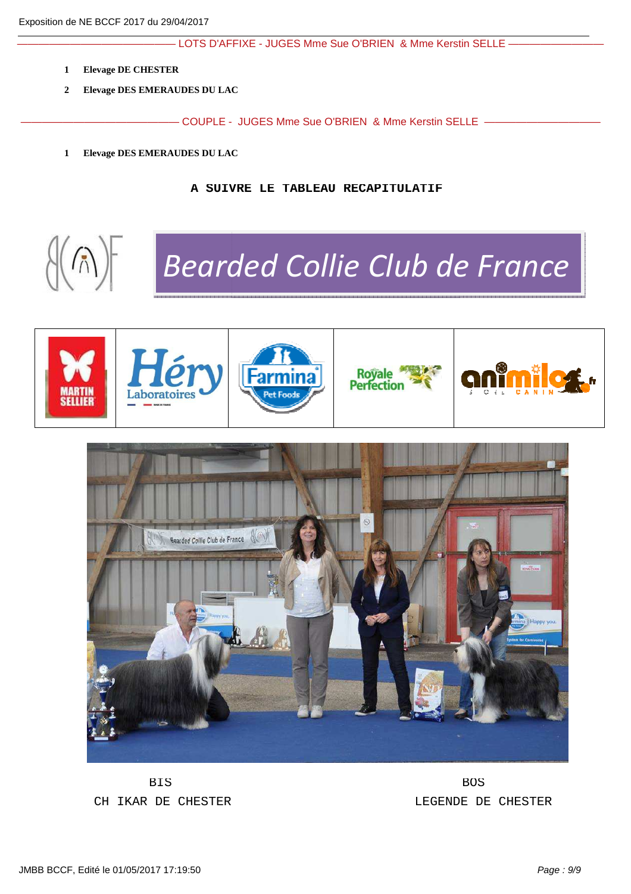LOTS D'AFFIXE - JUGES Mme Sue O'BRIEN & Mme Kerstin SELLE

1. **Elevage DE CHESTER**
2. **Elevage DES EMERAUDES DU LAC**

COUPLE - JUGES Mme Sue O'BRIEN & Mme Kerstin SELLE

1. **Elevage DES EMERAUDES DU LAC**

**A SUIVRE LE TABLEAU RECAPITULATIF**

Bearded Collie Club de France

BIS
CH IKAR DE CHESTER

BOS
LEGENDE DE CHESTER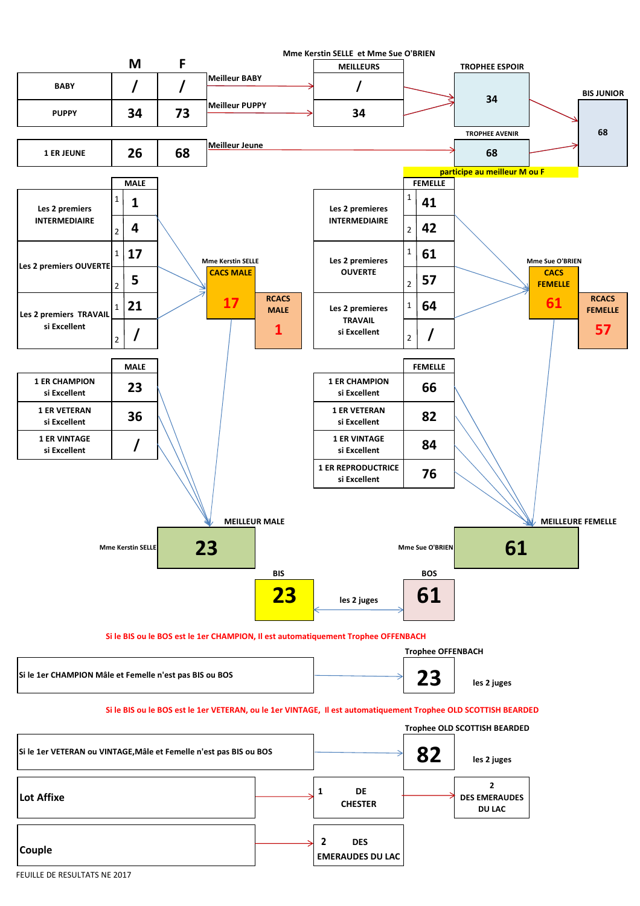Mme Kerstin SELLE et Mme Sue O'BRIEN

| | M | F | | MEILLEURS | TROPHEE ESPOIR | BIS JUNIOR |
|---|---|---|---|---|---|---|
| BABY | / | / | Meilleur BABY | / | 34 | 68 |
| PUPPY | 34 | 73 | Meilleur PUPPY | 34 | | |
| 1 ER JEUNE | 26 | 68 | Meilleur Jeune | | TROPHEE AVENIR: 68 | |

participe au meilleur M ou F

| | | MALE |
|---|---|---|
| Les 2 premiers INTERMEDIAIRE | 1 | 1 |
| | 2 | 4 |
| Les 2 premiers OUVERTE | 1 | 17 |
| | 2 | 5 |
| Les 2 premiers TRAVAIL si Excellent | 1 | 21 |
| | 2 | / |

Mme Kerstin SELLE

CACS MALE: **17**

RCACS MALE: **1**

| | | FEMELLE |
|---|---|---|
| Les 2 premieres INTERMEDIAIRE | 1 | 41 |
| | 2 | 42 |
| Les 2 premieres OUVERTE | 1 | 61 |
| | 2 | 57 |
| Les 2 premieres TRAVAIL si Excellent | 1 | 64 |
| | 2 | / |

Mme Sue O'BRIEN

CACS FEMELLE: **61**

RCACS FEMELLE: **57**

| | MALE |
|---|---|
| 1 ER CHAMPION si Excellent | 23 |
| 1 ER VETERAN si Excellent | 36 |
| 1 ER VINTAGE si Excellent | / |

| | FEMELLE |
|---|---|
| 1 ER CHAMPION si Excellent | 66 |
| 1 ER VETERAN si Excellent | 82 |
| 1 ER VINTAGE si Excellent | 84 |
| 1 ER REPRODUCTRICE si Excellent | 76 |

MEILLEUR MALE (Mme Kerstin SELLE): **23**

MEILLEURE FEMELLE (Mme Sue O'BRIEN): **61**

BIS: **23** — les 2 juges — BOS: **61**

Si le BIS ou le BOS est le 1er CHAMPION, Il est automatiquement Trophee OFFENBACH

Si le 1er CHAMPION Mâle et Femelle n'est pas BIS ou BOS → Trophee OFFENBACH: **23** (les 2 juges)

Si le BIS ou le BOS est le 1er VETERAN, ou le 1er VINTAGE, Il est automatiquement Trophee OLD SCOTTISH BEARDED

Si le 1er VETERAN ou VINTAGE,Mâle et Femelle n'est pas BIS ou BOS → Trophee OLD SCOTTISH BEARDED: **82** (les 2 juges)

Lot Affixe → 1 DE CHESTER → 2 DES EMERAUDES DU LAC

Couple → 2 DES EMERAUDES DU LAC

FEUILLE DE RESULTATS NE 2017